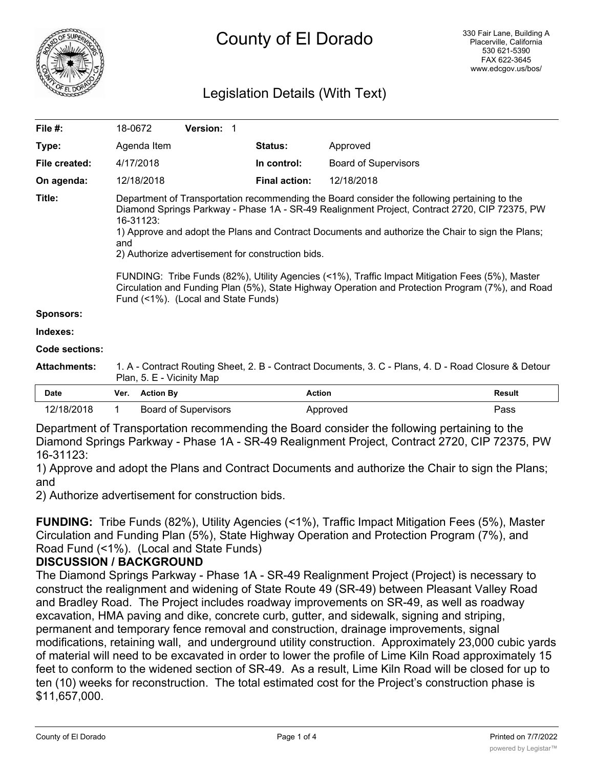# County of El Dorado

330 Fair Lane, Building A
Placerville, California
530 621-5390
FAX 622-3645
www.edcgov.us/bos/

## Legislation Details (With Text)

| | | | | |
|---|---|---|---|---|
| **File #:** | 18-0672 | **Version:** 1 | | |
| **Type:** | Agenda Item | | **Status:** | Approved |
| **File created:** | 4/17/2018 | | **In control:** | Board of Supervisors |
| **On agenda:** | 12/18/2018 | | **Final action:** | 12/18/2018 |

**Title:** Department of Transportation recommending the Board consider the following pertaining to the Diamond Springs Parkway - Phase 1A - SR-49 Realignment Project, Contract 2720, CIP 72375, PW 16-31123:
1) Approve and adopt the Plans and Contract Documents and authorize the Chair to sign the Plans; and
2) Authorize advertisement for construction bids.

FUNDING: Tribe Funds (82%), Utility Agencies (<1%), Traffic Impact Mitigation Fees (5%), Master Circulation and Funding Plan (5%), State Highway Operation and Protection Program (7%), and Road Fund (<1%). (Local and State Funds)

**Sponsors:**

**Indexes:**

**Code sections:**

**Attachments:** 1. A - Contract Routing Sheet, 2. B - Contract Documents, 3. C - Plans, 4. D - Road Closure & Detour Plan, 5. E - Vicinity Map

| Date | Ver. | Action By | Action | Result |
|---|---|---|---|---|
| 12/18/2018 | 1 | Board of Supervisors | Approved | Pass |

Department of Transportation recommending the Board consider the following pertaining to the Diamond Springs Parkway - Phase 1A - SR-49 Realignment Project, Contract 2720, CIP 72375, PW 16-31123:
1) Approve and adopt the Plans and Contract Documents and authorize the Chair to sign the Plans; and
2) Authorize advertisement for construction bids.

**FUNDING:** Tribe Funds (82%), Utility Agencies (<1%), Traffic Impact Mitigation Fees (5%), Master Circulation and Funding Plan (5%), State Highway Operation and Protection Program (7%), and Road Fund (<1%). (Local and State Funds)

**DISCUSSION / BACKGROUND**

The Diamond Springs Parkway - Phase 1A - SR-49 Realignment Project (Project) is necessary to construct the realignment and widening of State Route 49 (SR-49) between Pleasant Valley Road and Bradley Road. The Project includes roadway improvements on SR-49, as well as roadway excavation, HMA paving and dike, concrete curb, gutter, and sidewalk, signing and striping, permanent and temporary fence removal and construction, drainage improvements, signal modifications, retaining wall, and underground utility construction. Approximately 23,000 cubic yards of material will need to be excavated in order to lower the profile of Lime Kiln Road approximately 15 feet to conform to the widened section of SR-49. As a result, Lime Kiln Road will be closed for up to ten (10) weeks for reconstruction. The total estimated cost for the Project's construction phase is $11,657,000.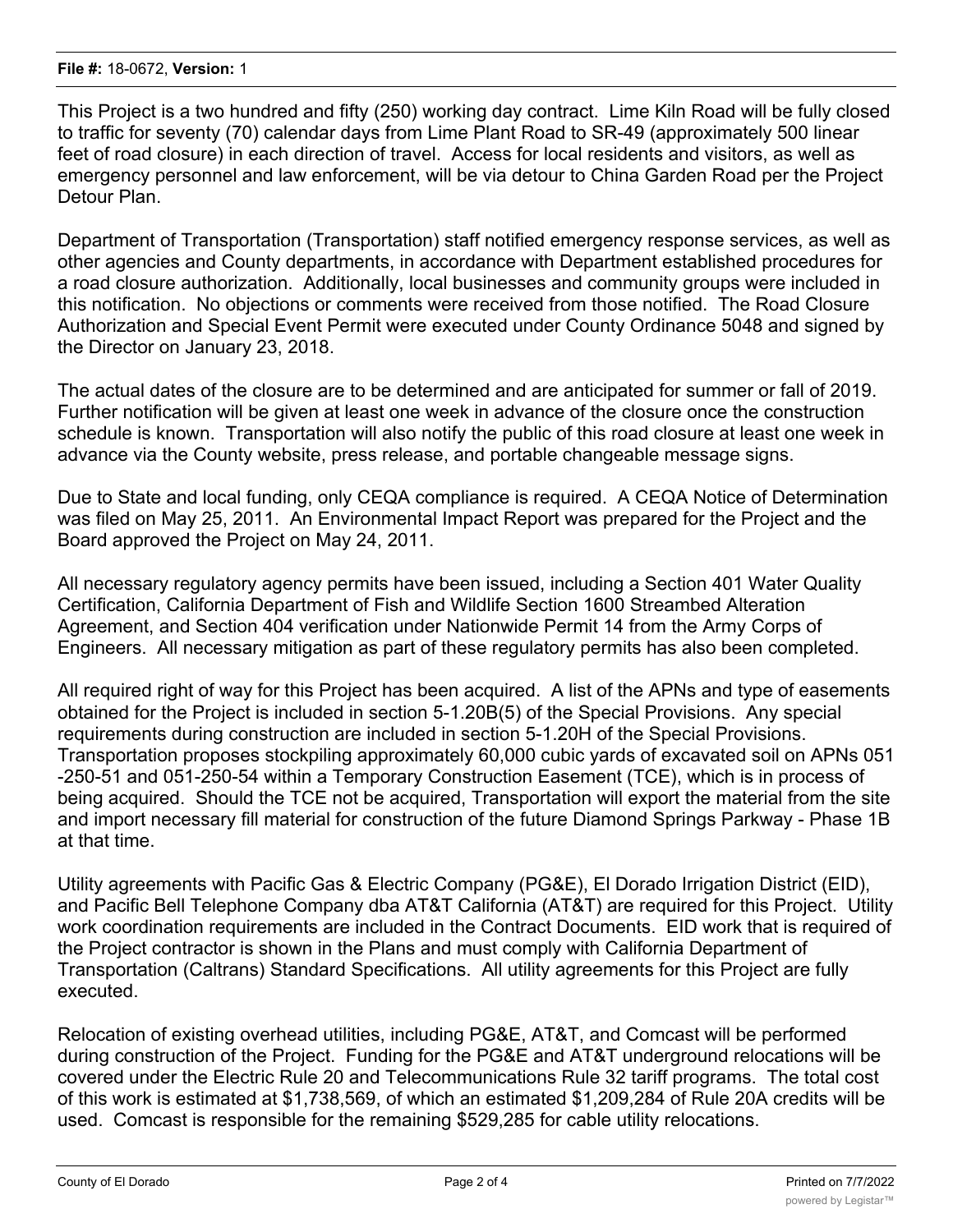This Project is a two hundred and fifty (250) working day contract. Lime Kiln Road will be fully closed to traffic for seventy (70) calendar days from Lime Plant Road to SR-49 (approximately 500 linear feet of road closure) in each direction of travel. Access for local residents and visitors, as well as emergency personnel and law enforcement, will be via detour to China Garden Road per the Project Detour Plan.

Department of Transportation (Transportation) staff notified emergency response services, as well as other agencies and County departments, in accordance with Department established procedures for a road closure authorization. Additionally, local businesses and community groups were included in this notification. No objections or comments were received from those notified. The Road Closure Authorization and Special Event Permit were executed under County Ordinance 5048 and signed by the Director on January 23, 2018.

The actual dates of the closure are to be determined and are anticipated for summer or fall of 2019. Further notification will be given at least one week in advance of the closure once the construction schedule is known. Transportation will also notify the public of this road closure at least one week in advance via the County website, press release, and portable changeable message signs.

Due to State and local funding, only CEQA compliance is required. A CEQA Notice of Determination was filed on May 25, 2011. An Environmental Impact Report was prepared for the Project and the Board approved the Project on May 24, 2011.

All necessary regulatory agency permits have been issued, including a Section 401 Water Quality Certification, California Department of Fish and Wildlife Section 1600 Streambed Alteration Agreement, and Section 404 verification under Nationwide Permit 14 from the Army Corps of Engineers. All necessary mitigation as part of these regulatory permits has also been completed.

All required right of way for this Project has been acquired. A list of the APNs and type of easements obtained for the Project is included in section 5-1.20B(5) of the Special Provisions. Any special requirements during construction are included in section 5-1.20H of the Special Provisions. Transportation proposes stockpiling approximately 60,000 cubic yards of excavated soil on APNs 051-250-51 and 051-250-54 within a Temporary Construction Easement (TCE), which is in process of being acquired. Should the TCE not be acquired, Transportation will export the material from the site and import necessary fill material for construction of the future Diamond Springs Parkway - Phase 1B at that time.

Utility agreements with Pacific Gas & Electric Company (PG&E), El Dorado Irrigation District (EID), and Pacific Bell Telephone Company dba AT&T California (AT&T) are required for this Project. Utility work coordination requirements are included in the Contract Documents. EID work that is required of the Project contractor is shown in the Plans and must comply with California Department of Transportation (Caltrans) Standard Specifications. All utility agreements for this Project are fully executed.

Relocation of existing overhead utilities, including PG&E, AT&T, and Comcast will be performed during construction of the Project. Funding for the PG&E and AT&T underground relocations will be covered under the Electric Rule 20 and Telecommunications Rule 32 tariff programs. The total cost of this work is estimated at $1,738,569, of which an estimated $1,209,284 of Rule 20A credits will be used. Comcast is responsible for the remaining $529,285 for cable utility relocations.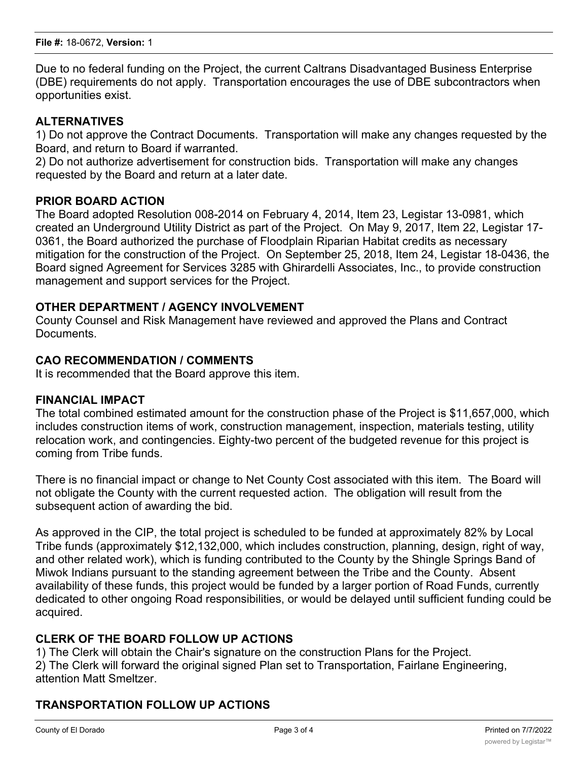Due to no federal funding on the Project, the current Caltrans Disadvantaged Business Enterprise (DBE) requirements do not apply. Transportation encourages the use of DBE subcontractors when opportunities exist.

## ALTERNATIVES

1) Do not approve the Contract Documents. Transportation will make any changes requested by the Board, and return to Board if warranted.
2) Do not authorize advertisement for construction bids. Transportation will make any changes requested by the Board and return at a later date.

## PRIOR BOARD ACTION

The Board adopted Resolution 008-2014 on February 4, 2014, Item 23, Legistar 13-0981, which created an Underground Utility District as part of the Project. On May 9, 2017, Item 22, Legistar 17-0361, the Board authorized the purchase of Floodplain Riparian Habitat credits as necessary mitigation for the construction of the Project. On September 25, 2018, Item 24, Legistar 18-0436, the Board signed Agreement for Services 3285 with Ghirardelli Associates, Inc., to provide construction management and support services for the Project.

## OTHER DEPARTMENT / AGENCY INVOLVEMENT

County Counsel and Risk Management have reviewed and approved the Plans and Contract Documents.

## CAO RECOMMENDATION / COMMENTS

It is recommended that the Board approve this item.

## FINANCIAL IMPACT

The total combined estimated amount for the construction phase of the Project is $11,657,000, which includes construction items of work, construction management, inspection, materials testing, utility relocation work, and contingencies. Eighty-two percent of the budgeted revenue for this project is coming from Tribe funds.

There is no financial impact or change to Net County Cost associated with this item. The Board will not obligate the County with the current requested action. The obligation will result from the subsequent action of awarding the bid.

As approved in the CIP, the total project is scheduled to be funded at approximately 82% by Local Tribe funds (approximately $12,132,000, which includes construction, planning, design, right of way, and other related work), which is funding contributed to the County by the Shingle Springs Band of Miwok Indians pursuant to the standing agreement between the Tribe and the County. Absent availability of these funds, this project would be funded by a larger portion of Road Funds, currently dedicated to other ongoing Road responsibilities, or would be delayed until sufficient funding could be acquired.

## CLERK OF THE BOARD FOLLOW UP ACTIONS

1) The Clerk will obtain the Chair's signature on the construction Plans for the Project.
2) The Clerk will forward the original signed Plan set to Transportation, Fairlane Engineering, attention Matt Smeltzer.

## TRANSPORTATION FOLLOW UP ACTIONS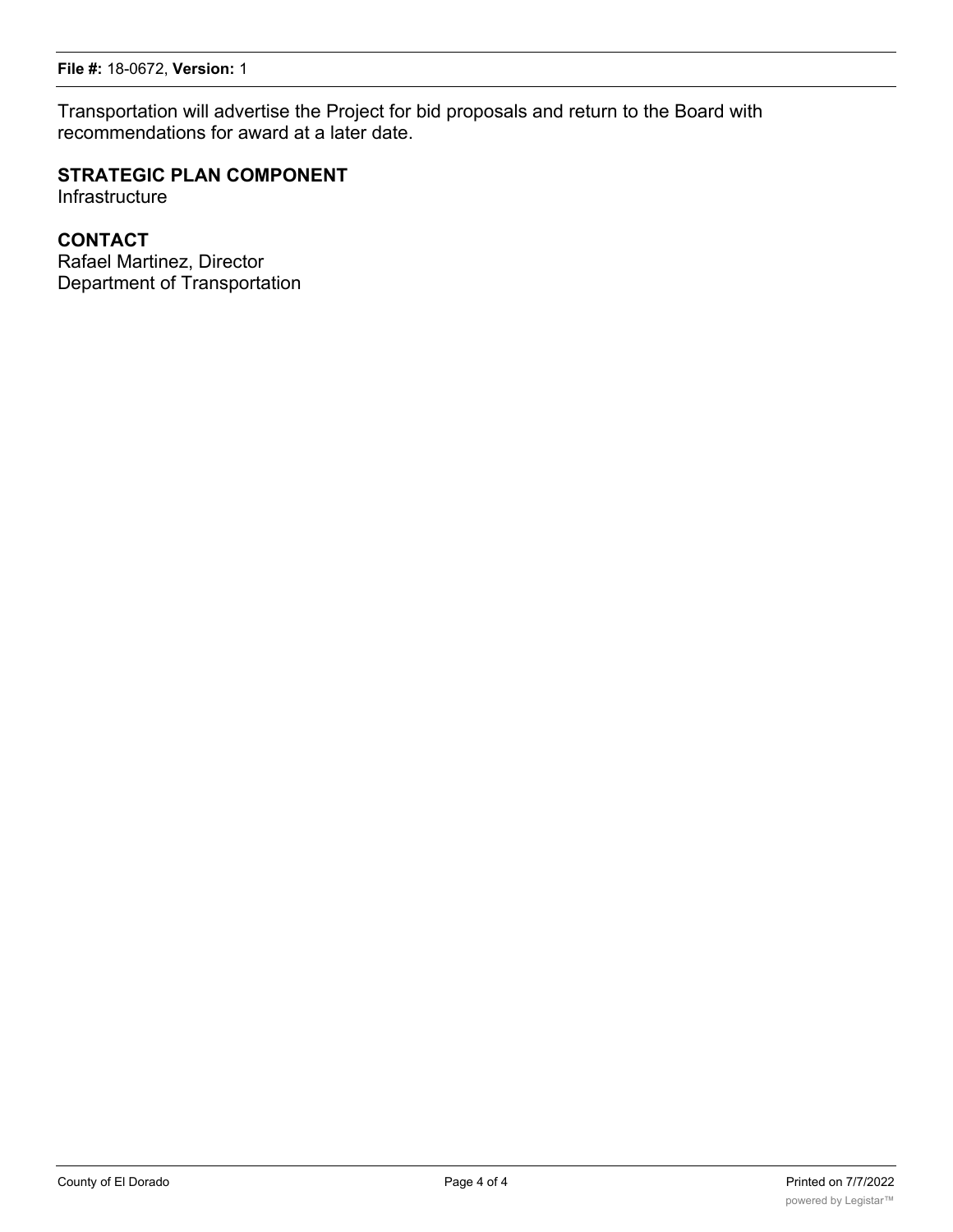Transportation will advertise the Project for bid proposals and return to the Board with recommendations for award at a later date.

**STRATEGIC PLAN COMPONENT**
Infrastructure

**CONTACT**
Rafael Martinez, Director
Department of Transportation